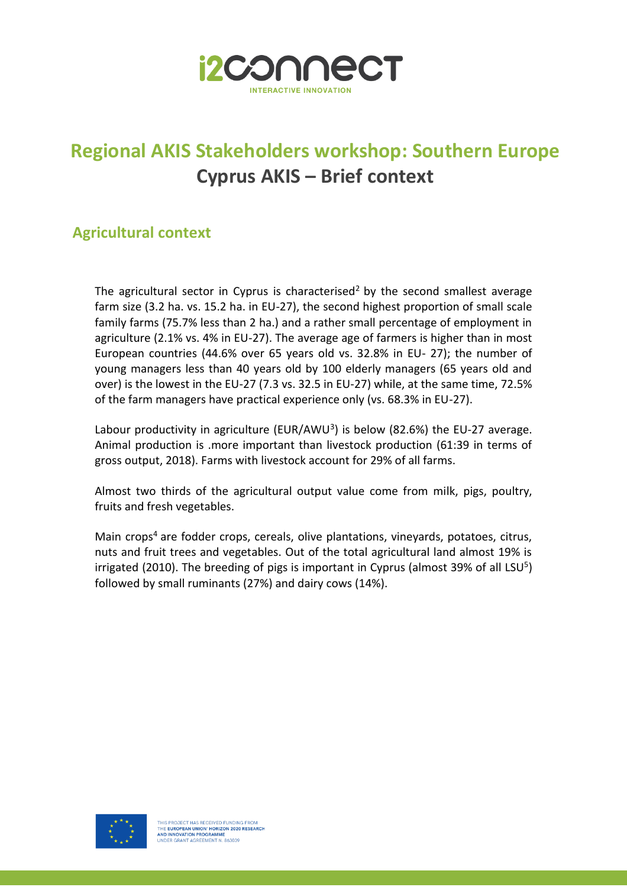# Regional AKIS Stakeholders workshop: Southern Europe

## Cyprus AKIS – Brief context

### Agricultural context

The agricultural sector in Cyprus is characterised[2] by the second smallest average farm size (3.2 ha. vs. 15.2 ha. in EU-27), the second highest proportion of small scale family farms (75.7% less than 2 ha.) and a rather small percentage of employment in agriculture (2.1% vs. 4% in EU-27). The average age of farmers is higher than in most European countries (44.6% over 65 years old vs. 32.8% in EU- 27); the number of young managers less than 40 years old by 100 elderly managers (65 years old and over) is the lowest in the EU-27 (7.3 vs. 32.5 in EU-27) while, at the same time, 72.5% of the farm managers have practical experience only (vs. 68.3% in EU-27).

Labour productivity in agriculture (EUR/AWU[3]) is below (82.6%) the EU-27 average. Animal production is .more important than livestock production (61:39 in terms of gross output, 2018). Farms with livestock account for 29% of all farms.

Almost two thirds of the agricultural output value come from milk, pigs, poultry, fruits and fresh vegetables.

Main crops[4] are fodder crops, cereals, olive plantations, vineyards, potatoes, citrus, nuts and fruit trees and vegetables. Out of the total agricultural land almost 19% is irrigated (2010). The breeding of pigs is important in Cyprus (almost 39% of all LSU[5]) followed by small ruminants (27%) and dairy cows (14%).

THIS PROJECT HAS RECEIVED FUNDING FROM THE EUROPEAN UNION' HORIZON 2020 RESEARCH AND INNOVATION PROGRAMME UNDER GRANT AGREEMENT N. 863039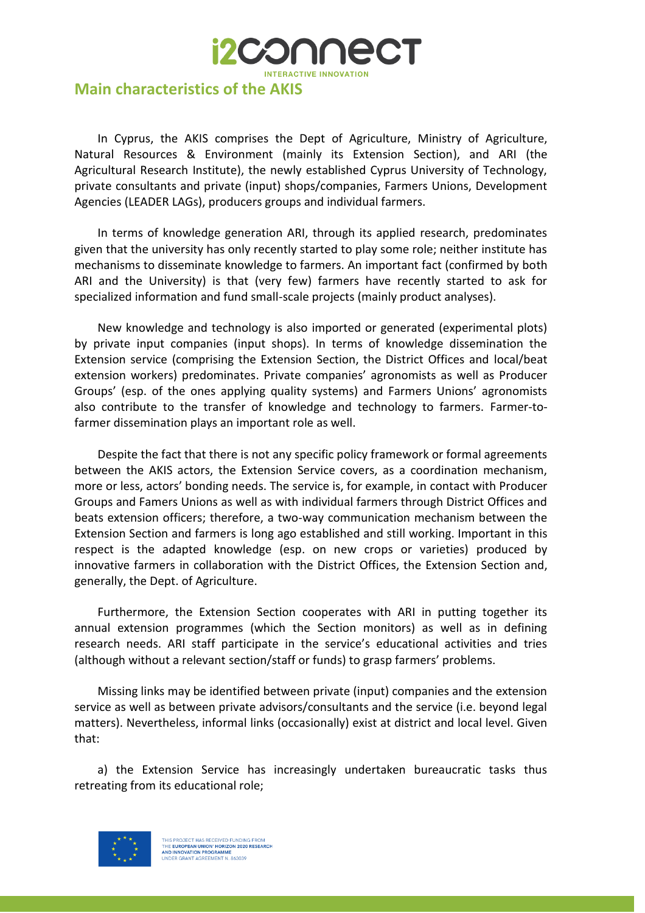## Main characteristics of the AKIS

In Cyprus, the AKIS comprises the Dept of Agriculture, Ministry of Agriculture, Natural Resources & Environment (mainly its Extension Section), and ARI (the Agricultural Research Institute), the newly established Cyprus University of Technology, private consultants and private (input) shops/companies, Farmers Unions, Development Agencies (LEADER LAGs), producers groups and individual farmers.

In terms of knowledge generation ARI, through its applied research, predominates given that the university has only recently started to play some role; neither institute has mechanisms to disseminate knowledge to farmers. An important fact (confirmed by both ARI and the University) is that (very few) farmers have recently started to ask for specialized information and fund small-scale projects (mainly product analyses).

New knowledge and technology is also imported or generated (experimental plots) by private input companies (input shops). In terms of knowledge dissemination the Extension service (comprising the Extension Section, the District Offices and local/beat extension workers) predominates. Private companies' agronomists as well as Producer Groups' (esp. of the ones applying quality systems) and Farmers Unions' agronomists also contribute to the transfer of knowledge and technology to farmers. Farmer-to-farmer dissemination plays an important role as well.

Despite the fact that there is not any specific policy framework or formal agreements between the AKIS actors, the Extension Service covers, as a coordination mechanism, more or less, actors' bonding needs. The service is, for example, in contact with Producer Groups and Famers Unions as well as with individual farmers through District Offices and beats extension officers; therefore, a two-way communication mechanism between the Extension Section and farmers is long ago established and still working. Important in this respect is the adapted knowledge (esp. on new crops or varieties) produced by innovative farmers in collaboration with the District Offices, the Extension Section and, generally, the Dept. of Agriculture.

Furthermore, the Extension Section cooperates with ARI in putting together its annual extension programmes (which the Section monitors) as well as in defining research needs. ARI staff participate in the service's educational activities and tries (although without a relevant section/staff or funds) to grasp farmers' problems.

Missing links may be identified between private (input) companies and the extension service as well as between private advisors/consultants and the service (i.e. beyond legal matters). Nevertheless, informal links (occasionally) exist at district and local level. Given that:

a) the Extension Service has increasingly undertaken bureaucratic tasks thus retreating from its educational role;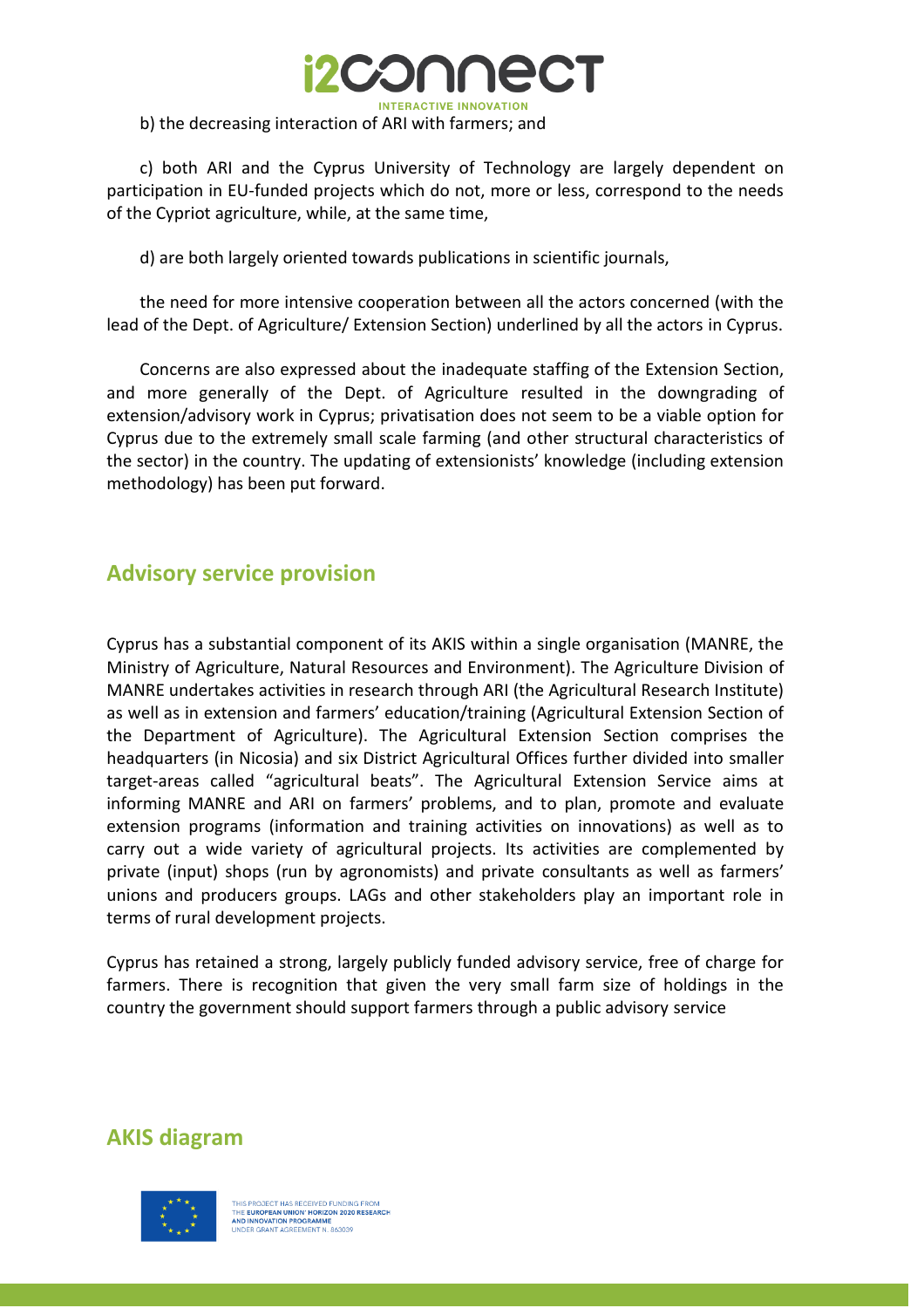b) the decreasing interaction of ARI with farmers; and

c) both ARI and the Cyprus University of Technology are largely dependent on participation in EU-funded projects which do not, more or less, correspond to the needs of the Cypriot agriculture, while, at the same time,

d) are both largely oriented towards publications in scientific journals,

the need for more intensive cooperation between all the actors concerned (with the lead of the Dept. of Agriculture/ Extension Section) underlined by all the actors in Cyprus.

Concerns are also expressed about the inadequate staffing of the Extension Section, and more generally of the Dept. of Agriculture resulted in the downgrading of extension/advisory work in Cyprus; privatisation does not seem to be a viable option for Cyprus due to the extremely small scale farming (and other structural characteristics of the sector) in the country. The updating of extensionists' knowledge (including extension methodology) has been put forward.

## Advisory service provision

Cyprus has a substantial component of its AKIS within a single organisation (MANRE, the Ministry of Agriculture, Natural Resources and Environment). The Agriculture Division of MANRE undertakes activities in research through ARI (the Agricultural Research Institute) as well as in extension and farmers' education/training (Agricultural Extension Section of the Department of Agriculture). The Agricultural Extension Section comprises the headquarters (in Nicosia) and six District Agricultural Offices further divided into smaller target-areas called "agricultural beats". The Agricultural Extension Service aims at informing MANRE and ARI on farmers' problems, and to plan, promote and evaluate extension programs (information and training activities on innovations) as well as to carry out a wide variety of agricultural projects. Its activities are complemented by private (input) shops (run by agronomists) and private consultants as well as farmers' unions and producers groups. LAGs and other stakeholders play an important role in terms of rural development projects.

Cyprus has retained a strong, largely publicly funded advisory service, free of charge for farmers. There is recognition that given the very small farm size of holdings in the country the government should support farmers through a public advisory service

## AKIS diagram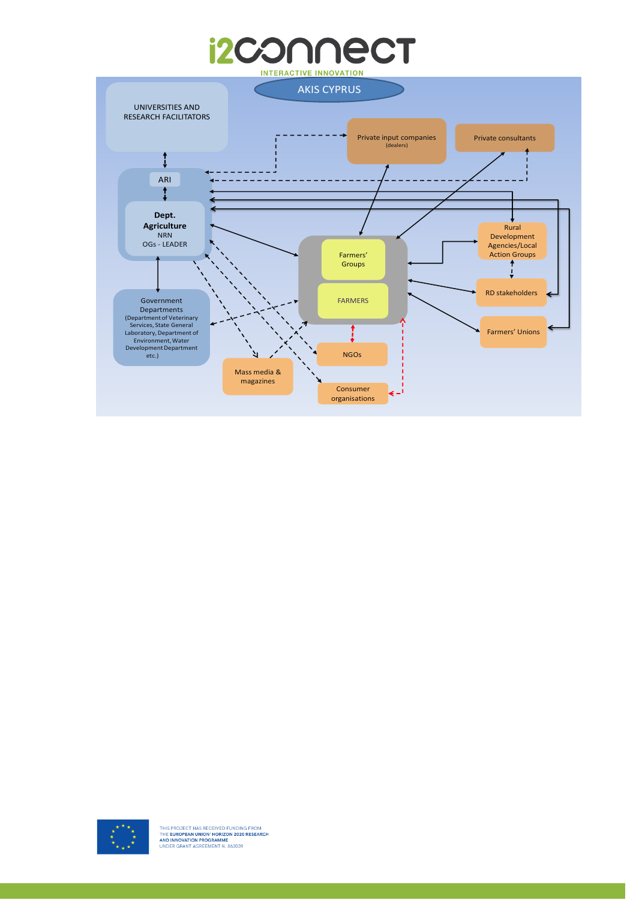AKIS CYPRUS

UNIVERSITIES AND RESEARCH FACILITATORS

ARI

Dept. Agriculture
NRN
OGs - LEADER

Government Departments
(Department of Veterinary Services, State General Laboratory, Department of Environment, Water Development Department etc.)

Private input companies
(dealers)

Private consultants

Farmers' Groups

FARMERS

Rural Development Agencies/Local Action Groups

RD stakeholders

Farmers' Unions

Mass media & magazines

NGOs

Consumer organisations

THIS PROJECT HAS RECEIVED FUNDING FROM THE EUROPEAN UNION' HORIZON 2020 RESEARCH AND INNOVATION PROGRAMME UNDER GRANT AGREEMENT N. 863039